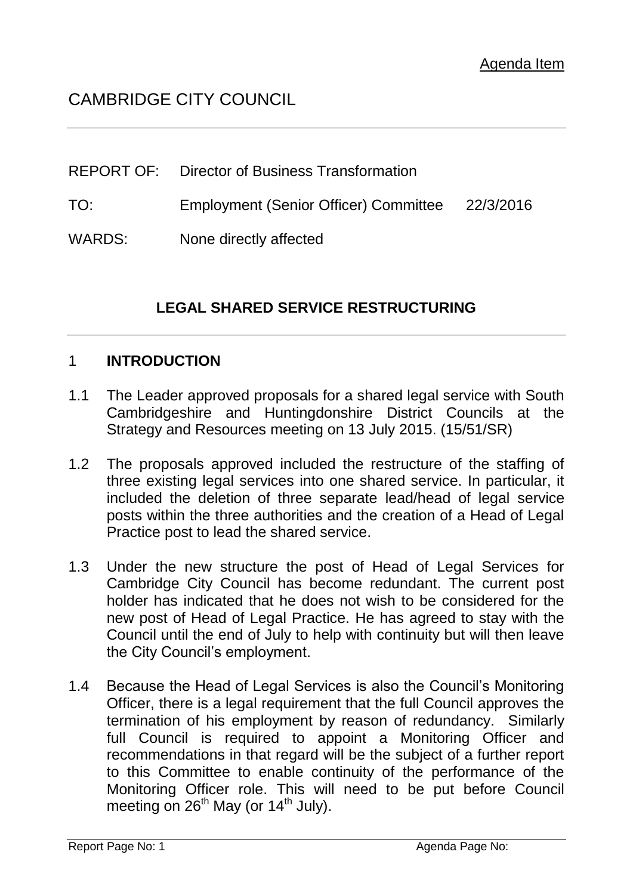Agenda Item

# CAMBRIDGE CITY COUNCIL

REPORT OF: Director of Business Transformation

TO: Employment (Senior Officer) Committee 22/3/2016

WARDS: None directly affected

## LEGAL SHARED SERVICE RESTRUCTURING

## 1 INTRODUCTION

1.1 The Leader approved proposals for a shared legal service with South Cambridgeshire and Huntingdonshire District Councils at the Strategy and Resources meeting on 13 July 2015. (15/51/SR)

1.2 The proposals approved included the restructure of the staffing of three existing legal services into one shared service. In particular, it included the deletion of three separate lead/head of legal service posts within the three authorities and the creation of a Head of Legal Practice post to lead the shared service.

1.3 Under the new structure the post of Head of Legal Services for Cambridge City Council has become redundant. The current post holder has indicated that he does not wish to be considered for the new post of Head of Legal Practice. He has agreed to stay with the Council until the end of July to help with continuity but will then leave the City Council's employment.

1.4 Because the Head of Legal Services is also the Council's Monitoring Officer, there is a legal requirement that the full Council approves the termination of his employment by reason of redundancy. Similarly full Council is required to appoint a Monitoring Officer and recommendations in that regard will be the subject of a further report to this Committee to enable continuity of the performance of the Monitoring Officer role. This will need to be put before Council meeting on 26th May (or 14th July).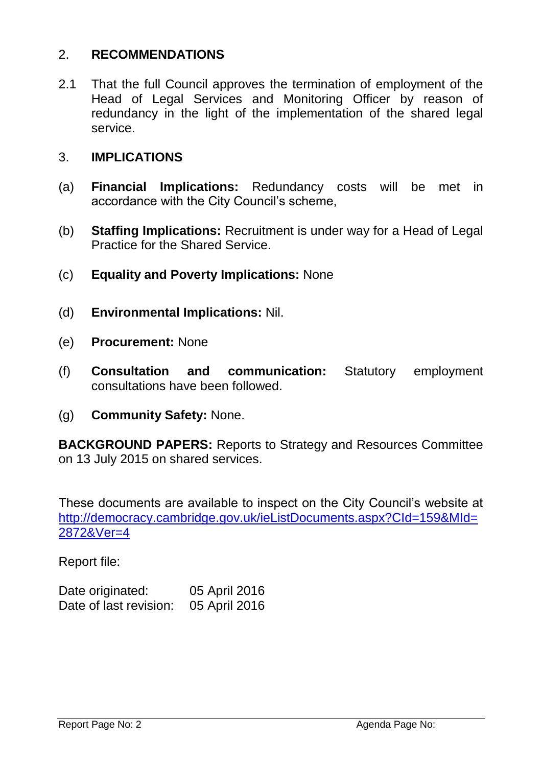## 2. RECOMMENDATIONS

2.1 That the full Council approves the termination of employment of the Head of Legal Services and Monitoring Officer by reason of redundancy in the light of the implementation of the shared legal service.

## 3. IMPLICATIONS

(a) **Financial Implications:** Redundancy costs will be met in accordance with the City Council's scheme,

(b) **Staffing Implications:** Recruitment is under way for a Head of Legal Practice for the Shared Service.

(c) **Equality and Poverty Implications:** None

(d) **Environmental Implications:** Nil.

(e) **Procurement:** None

(f) **Consultation and communication:** Statutory employment consultations have been followed.

(g) **Community Safety:** None.

**BACKGROUND PAPERS:** Reports to Strategy and Resources Committee on 13 July 2015 on shared services.

These documents are available to inspect on the City Council's website at http://democracy.cambridge.gov.uk/ieListDocuments.aspx?CId=159&MId=2872&Ver=4

Report file:

Date originated: 05 April 2016
Date of last revision: 05 April 2016